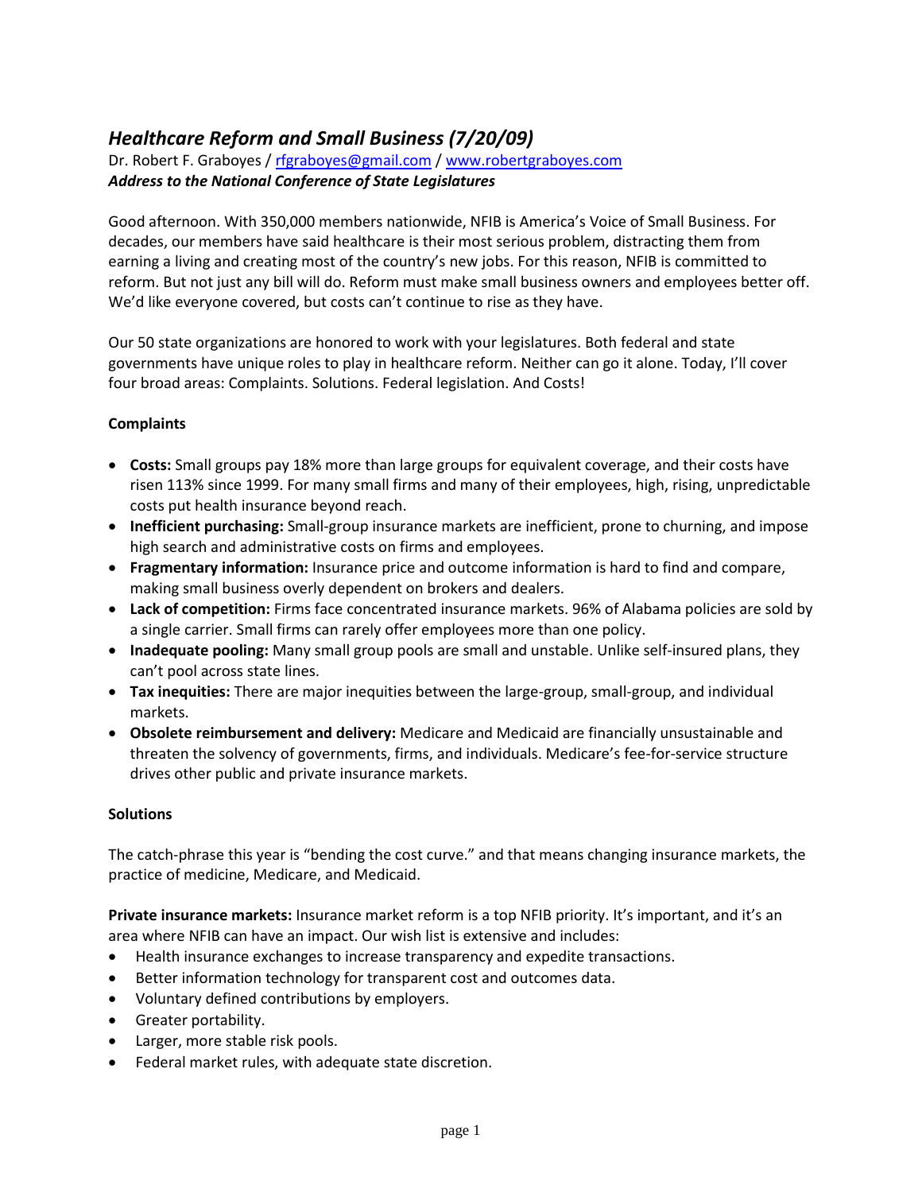# *Healthcare Reform and Small Business (7/20/09)*

Dr. Robert F. Graboyes / rfgraboyes@gmail.com / www.robertgraboyes.com
***Address to the National Conference of State Legislatures***

Good afternoon. With 350,000 members nationwide, NFIB is America's Voice of Small Business. For decades, our members have said healthcare is their most serious problem, distracting them from earning a living and creating most of the country's new jobs. For this reason, NFIB is committed to reform. But not just any bill will do. Reform must make small business owners and employees better off. We'd like everyone covered, but costs can't continue to rise as they have.

Our 50 state organizations are honored to work with your legislatures. Both federal and state governments have unique roles to play in healthcare reform. Neither can go it alone. Today, I'll cover four broad areas: Complaints. Solutions. Federal legislation. And Costs!

**Complaints**

- **Costs:** Small groups pay 18% more than large groups for equivalent coverage, and their costs have risen 113% since 1999. For many small firms and many of their employees, high, rising, unpredictable costs put health insurance beyond reach.
- **Inefficient purchasing:** Small-group insurance markets are inefficient, prone to churning, and impose high search and administrative costs on firms and employees.
- **Fragmentary information:** Insurance price and outcome information is hard to find and compare, making small business overly dependent on brokers and dealers.
- **Lack of competition:** Firms face concentrated insurance markets. 96% of Alabama policies are sold by a single carrier. Small firms can rarely offer employees more than one policy.
- **Inadequate pooling:** Many small group pools are small and unstable. Unlike self-insured plans, they can't pool across state lines.
- **Tax inequities:** There are major inequities between the large-group, small-group, and individual markets.
- **Obsolete reimbursement and delivery:** Medicare and Medicaid are financially unsustainable and threaten the solvency of governments, firms, and individuals. Medicare's fee-for-service structure drives other public and private insurance markets.

**Solutions**

The catch-phrase this year is "bending the cost curve." and that means changing insurance markets, the practice of medicine, Medicare, and Medicaid.

**Private insurance markets:** Insurance market reform is a top NFIB priority. It's important, and it's an area where NFIB can have an impact. Our wish list is extensive and includes:

- Health insurance exchanges to increase transparency and expedite transactions.
- Better information technology for transparent cost and outcomes data.
- Voluntary defined contributions by employers.
- Greater portability.
- Larger, more stable risk pools.
- Federal market rules, with adequate state discretion.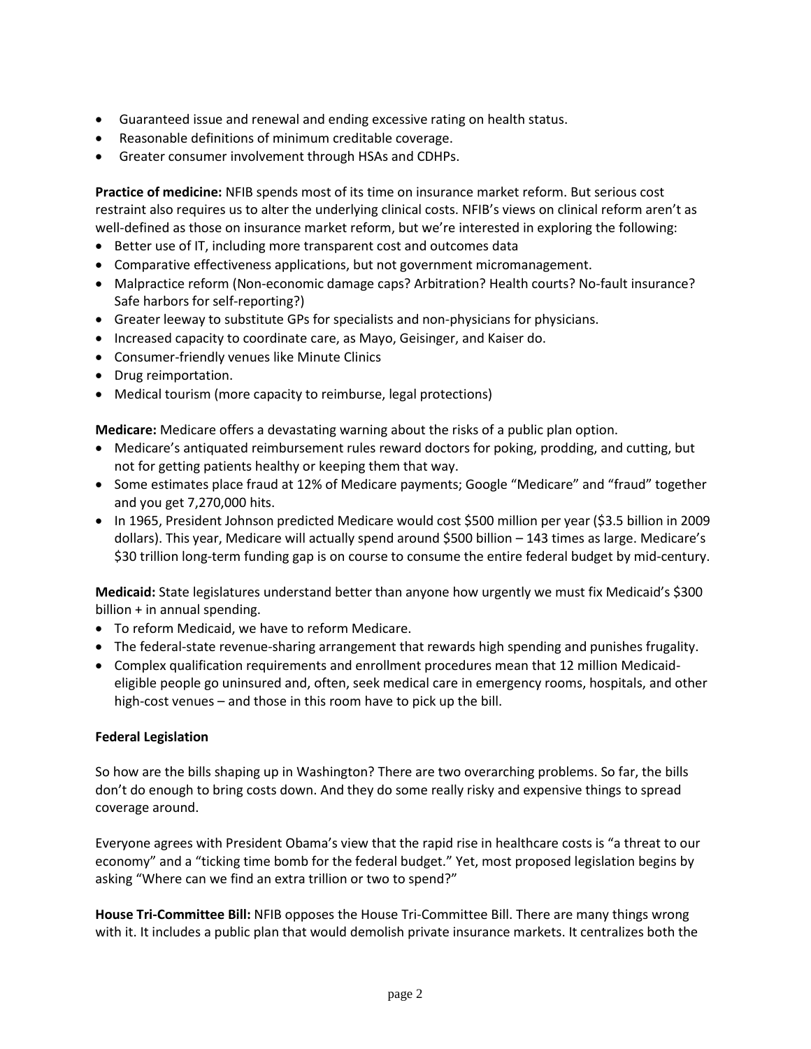- Guaranteed issue and renewal and ending excessive rating on health status.
- Reasonable definitions of minimum creditable coverage.
- Greater consumer involvement through HSAs and CDHPs.

**Practice of medicine:** NFIB spends most of its time on insurance market reform. But serious cost restraint also requires us to alter the underlying clinical costs. NFIB's views on clinical reform aren't as well-defined as those on insurance market reform, but we're interested in exploring the following:

- Better use of IT, including more transparent cost and outcomes data
- Comparative effectiveness applications, but not government micromanagement.
- Malpractice reform (Non-economic damage caps? Arbitration? Health courts? No-fault insurance? Safe harbors for self-reporting?)
- Greater leeway to substitute GPs for specialists and non-physicians for physicians.
- Increased capacity to coordinate care, as Mayo, Geisinger, and Kaiser do.
- Consumer-friendly venues like Minute Clinics
- Drug reimportation.
- Medical tourism (more capacity to reimburse, legal protections)

**Medicare:** Medicare offers a devastating warning about the risks of a public plan option.

- Medicare's antiquated reimbursement rules reward doctors for poking, prodding, and cutting, but not for getting patients healthy or keeping them that way.
- Some estimates place fraud at 12% of Medicare payments; Google "Medicare" and "fraud" together and you get 7,270,000 hits.
- In 1965, President Johnson predicted Medicare would cost $500 million per year ($3.5 billion in 2009 dollars). This year, Medicare will actually spend around $500 billion – 143 times as large. Medicare's $30 trillion long-term funding gap is on course to consume the entire federal budget by mid-century.

**Medicaid:** State legislatures understand better than anyone how urgently we must fix Medicaid's $300 billion + in annual spending.

- To reform Medicaid, we have to reform Medicare.
- The federal-state revenue-sharing arrangement that rewards high spending and punishes frugality.
- Complex qualification requirements and enrollment procedures mean that 12 million Medicaid-eligible people go uninsured and, often, seek medical care in emergency rooms, hospitals, and other high-cost venues – and those in this room have to pick up the bill.

**Federal Legislation**

So how are the bills shaping up in Washington? There are two overarching problems. So far, the bills don't do enough to bring costs down. And they do some really risky and expensive things to spread coverage around.

Everyone agrees with President Obama's view that the rapid rise in healthcare costs is "a threat to our economy" and a "ticking time bomb for the federal budget." Yet, most proposed legislation begins by asking "Where can we find an extra trillion or two to spend?"

**House Tri-Committee Bill:** NFIB opposes the House Tri-Committee Bill. There are many things wrong with it. It includes a public plan that would demolish private insurance markets. It centralizes both the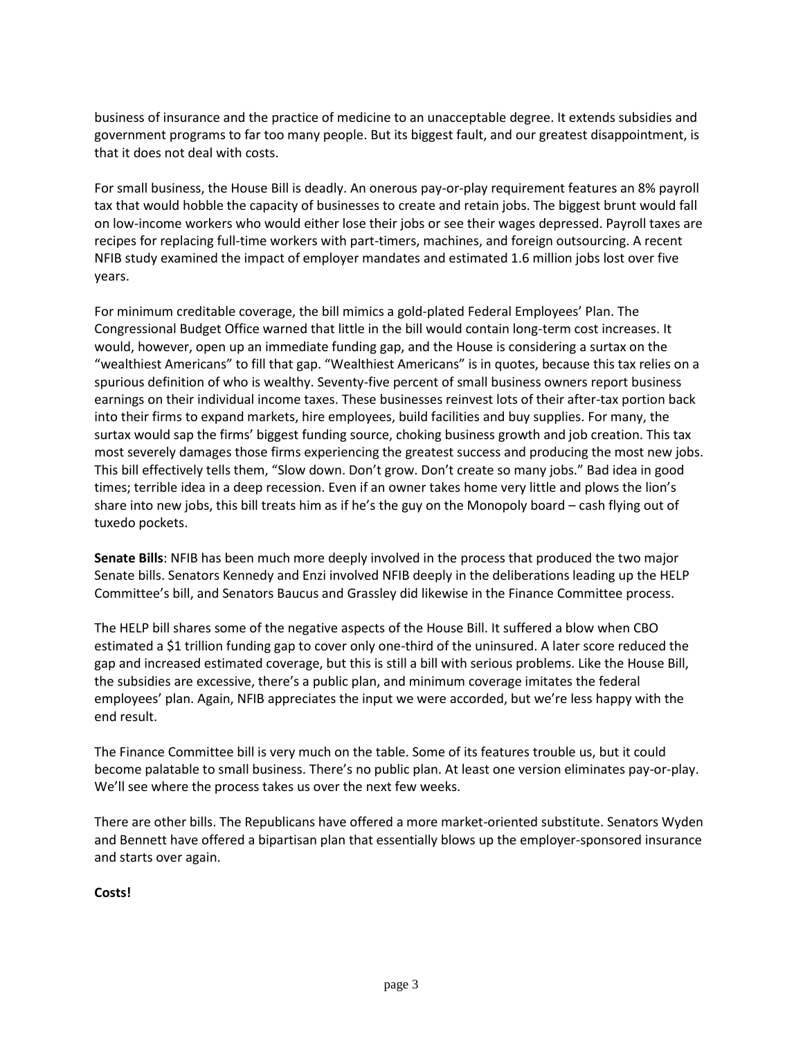business of insurance and the practice of medicine to an unacceptable degree. It extends subsidies and government programs to far too many people. But its biggest fault, and our greatest disappointment, is that it does not deal with costs.

For small business, the House Bill is deadly. An onerous pay-or-play requirement features an 8% payroll tax that would hobble the capacity of businesses to create and retain jobs. The biggest brunt would fall on low-income workers who would either lose their jobs or see their wages depressed. Payroll taxes are recipes for replacing full-time workers with part-timers, machines, and foreign outsourcing. A recent NFIB study examined the impact of employer mandates and estimated 1.6 million jobs lost over five years.

For minimum creditable coverage, the bill mimics a gold-plated Federal Employees' Plan. The Congressional Budget Office warned that little in the bill would contain long-term cost increases. It would, however, open up an immediate funding gap, and the House is considering a surtax on the "wealthiest Americans" to fill that gap. "Wealthiest Americans" is in quotes, because this tax relies on a spurious definition of who is wealthy. Seventy-five percent of small business owners report business earnings on their individual income taxes. These businesses reinvest lots of their after-tax portion back into their firms to expand markets, hire employees, build facilities and buy supplies. For many, the surtax would sap the firms' biggest funding source, choking business growth and job creation. This tax most severely damages those firms experiencing the greatest success and producing the most new jobs. This bill effectively tells them, "Slow down. Don't grow. Don't create so many jobs." Bad idea in good times; terrible idea in a deep recession. Even if an owner takes home very little and plows the lion's share into new jobs, this bill treats him as if he's the guy on the Monopoly board – cash flying out of tuxedo pockets.

**Senate Bills**: NFIB has been much more deeply involved in the process that produced the two major Senate bills. Senators Kennedy and Enzi involved NFIB deeply in the deliberations leading up the HELP Committee's bill, and Senators Baucus and Grassley did likewise in the Finance Committee process.

The HELP bill shares some of the negative aspects of the House Bill. It suffered a blow when CBO estimated a $1 trillion funding gap to cover only one-third of the uninsured. A later score reduced the gap and increased estimated coverage, but this is still a bill with serious problems. Like the House Bill, the subsidies are excessive, there's a public plan, and minimum coverage imitates the federal employees' plan. Again, NFIB appreciates the input we were accorded, but we're less happy with the end result.

The Finance Committee bill is very much on the table. Some of its features trouble us, but it could become palatable to small business. There's no public plan. At least one version eliminates pay-or-play. We'll see where the process takes us over the next few weeks.

There are other bills. The Republicans have offered a more market-oriented substitute. Senators Wyden and Bennett have offered a bipartisan plan that essentially blows up the employer-sponsored insurance and starts over again.

**Costs!**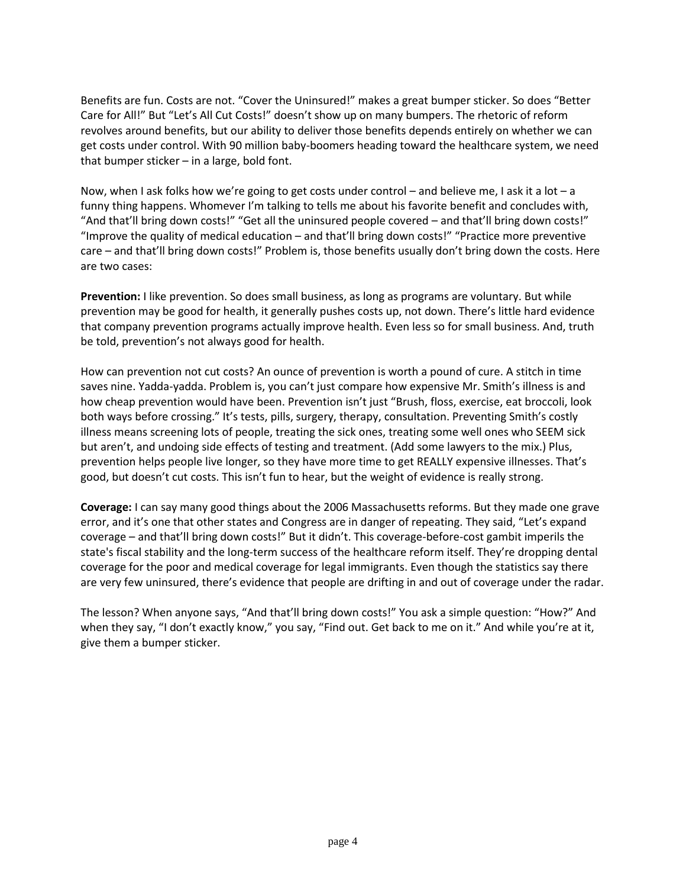Benefits are fun. Costs are not. "Cover the Uninsured!" makes a great bumper sticker. So does "Better Care for All!" But "Let's All Cut Costs!" doesn't show up on many bumpers. The rhetoric of reform revolves around benefits, but our ability to deliver those benefits depends entirely on whether we can get costs under control. With 90 million baby-boomers heading toward the healthcare system, we need that bumper sticker – in a large, bold font.

Now, when I ask folks how we're going to get costs under control – and believe me, I ask it a lot – a funny thing happens. Whomever I'm talking to tells me about his favorite benefit and concludes with, "And that'll bring down costs!" "Get all the uninsured people covered – and that'll bring down costs!" "Improve the quality of medical education – and that'll bring down costs!" "Practice more preventive care – and that'll bring down costs!" Problem is, those benefits usually don't bring down the costs. Here are two cases:

**Prevention:** I like prevention. So does small business, as long as programs are voluntary. But while prevention may be good for health, it generally pushes costs up, not down. There's little hard evidence that company prevention programs actually improve health. Even less so for small business. And, truth be told, prevention's not always good for health.

How can prevention not cut costs? An ounce of prevention is worth a pound of cure. A stitch in time saves nine. Yadda-yadda. Problem is, you can't just compare how expensive Mr. Smith's illness is and how cheap prevention would have been. Prevention isn't just "Brush, floss, exercise, eat broccoli, look both ways before crossing." It's tests, pills, surgery, therapy, consultation. Preventing Smith's costly illness means screening lots of people, treating the sick ones, treating some well ones who SEEM sick but aren't, and undoing side effects of testing and treatment. (Add some lawyers to the mix.) Plus, prevention helps people live longer, so they have more time to get REALLY expensive illnesses. That's good, but doesn't cut costs. This isn't fun to hear, but the weight of evidence is really strong.

**Coverage:** I can say many good things about the 2006 Massachusetts reforms. But they made one grave error, and it's one that other states and Congress are in danger of repeating. They said, "Let's expand coverage – and that'll bring down costs!" But it didn't. This coverage-before-cost gambit imperils the state's fiscal stability and the long-term success of the healthcare reform itself. They're dropping dental coverage for the poor and medical coverage for legal immigrants. Even though the statistics say there are very few uninsured, there's evidence that people are drifting in and out of coverage under the radar.

The lesson? When anyone says, "And that'll bring down costs!" You ask a simple question: "How?" And when they say, "I don't exactly know," you say, "Find out. Get back to me on it." And while you're at it, give them a bumper sticker.